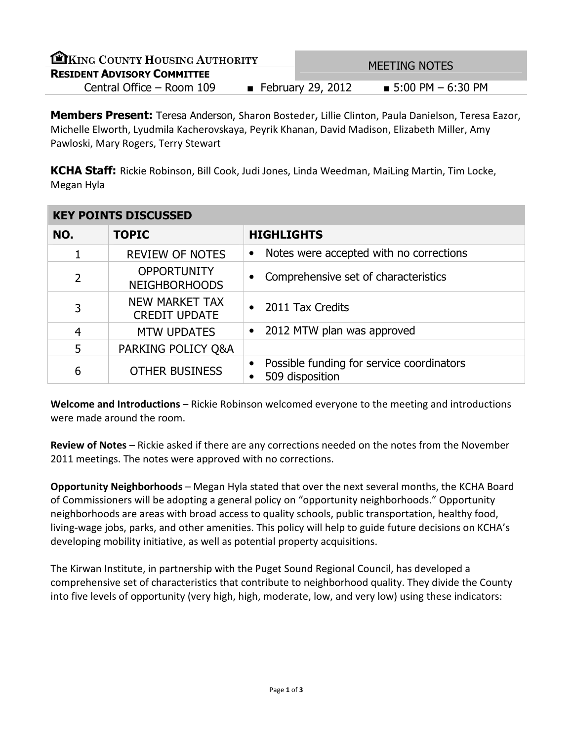**KING COUNTY HOUSING AUTHORITY**
**RESIDENT ADVISORY COMMITTEE**

MEETING NOTES

Central Office – Room 109 ■ February 29, 2012 ■ 5:00 PM – 6:30 PM

**Members Present:** Teresa Anderson, Sharon Bosteder, Lillie Clinton, Paula Danielson, Teresa Eazor, Michelle Elworth, Lyudmila Kacherovskaya, Peyrik Khanan, David Madison, Elizabeth Miller, Amy Pawloski, Mary Rogers, Terry Stewart

**KCHA Staff:** Rickie Robinson, Bill Cook, Judi Jones, Linda Weedman, MaiLing Martin, Tim Locke, Megan Hyla

**KEY POINTS DISCUSSED**

| NO. | TOPIC | HIGHLIGHTS |
|---|---|---|
| 1 | REVIEW OF NOTES | • Notes were accepted with no corrections |
| 2 | OPPORTUNITY NEIGHBORHOODS | • Comprehensive set of characteristics |
| 3 | NEW MARKET TAX CREDIT UPDATE | • 2011 Tax Credits |
| 4 | MTW UPDATES | • 2012 MTW plan was approved |
| 5 | PARKING POLICY Q&A | |
| 6 | OTHER BUSINESS | • Possible funding for service coordinators<br>• 509 disposition |

**Welcome and Introductions** – Rickie Robinson welcomed everyone to the meeting and introductions were made around the room.

**Review of Notes** – Rickie asked if there are any corrections needed on the notes from the November 2011 meetings. The notes were approved with no corrections.

**Opportunity Neighborhoods** – Megan Hyla stated that over the next several months, the KCHA Board of Commissioners will be adopting a general policy on "opportunity neighborhoods." Opportunity neighborhoods are areas with broad access to quality schools, public transportation, healthy food, living-wage jobs, parks, and other amenities. This policy will help to guide future decisions on KCHA's developing mobility initiative, as well as potential property acquisitions.

The Kirwan Institute, in partnership with the Puget Sound Regional Council, has developed a comprehensive set of characteristics that contribute to neighborhood quality. They divide the County into five levels of opportunity (very high, high, moderate, low, and very low) using these indicators: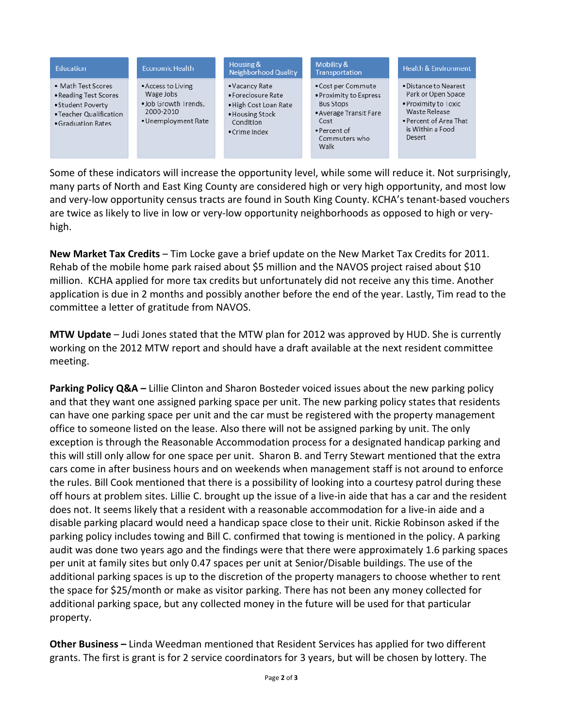| Education | Economic Health | Housing & Neighborhood Quality | Mobility & Transportation | Health & Environment |
|---|---|---|---|---|
| • Math Test Scores<br>• Reading Test Scores<br>• Student Poverty<br>• Teacher Qualification<br>• Graduation Rates | • Access to Living Wage Jobs<br>• Job Growth Trends, 2000-2010<br>• Unemployment Rate | • Vacancy Rate<br>• Foreclosure Rate<br>• High Cost Loan Rate<br>• Housing Stock Condition<br>• Crime Index | • Cost per Commute<br>• Proximity to Express Bus Stops<br>• Average Transit Fare Cost<br>• Percent of Commuters who Walk | • Distance to Nearest Park or Open Space<br>• Proximity to Toxic Waste Release<br>• Percent of Area That is Within a Food Desert |

Some of these indicators will increase the opportunity level, while some will reduce it. Not surprisingly, many parts of North and East King County are considered high or very high opportunity, and most low and very-low opportunity census tracts are found in South King County. KCHA's tenant-based vouchers are twice as likely to live in low or very-low opportunity neighborhoods as opposed to high or very-high.

**New Market Tax Credits** – Tim Locke gave a brief update on the New Market Tax Credits for 2011. Rehab of the mobile home park raised about $5 million and the NAVOS project raised about $10 million. KCHA applied for more tax credits but unfortunately did not receive any this time. Another application is due in 2 months and possibly another before the end of the year. Lastly, Tim read to the committee a letter of gratitude from NAVOS.

**MTW Update** – Judi Jones stated that the MTW plan for 2012 was approved by HUD. She is currently working on the 2012 MTW report and should have a draft available at the next resident committee meeting.

**Parking Policy Q&A –** Lillie Clinton and Sharon Bosteder voiced issues about the new parking policy and that they want one assigned parking space per unit. The new parking policy states that residents can have one parking space per unit and the car must be registered with the property management office to someone listed on the lease. Also there will not be assigned parking by unit. The only exception is through the Reasonable Accommodation process for a designated handicap parking and this will still only allow for one space per unit. Sharon B. and Terry Stewart mentioned that the extra cars come in after business hours and on weekends when management staff is not around to enforce the rules. Bill Cook mentioned that there is a possibility of looking into a courtesy patrol during these off hours at problem sites. Lillie C. brought up the issue of a live-in aide that has a car and the resident does not. It seems likely that a resident with a reasonable accommodation for a live-in aide and a disable parking placard would need a handicap space close to their unit. Rickie Robinson asked if the parking policy includes towing and Bill C. confirmed that towing is mentioned in the policy. A parking audit was done two years ago and the findings were that there were approximately 1.6 parking spaces per unit at family sites but only 0.47 spaces per unit at Senior/Disable buildings. The use of the additional parking spaces is up to the discretion of the property managers to choose whether to rent the space for $25/month or make as visitor parking. There has not been any money collected for additional parking space, but any collected money in the future will be used for that particular property.

**Other Business –** Linda Weedman mentioned that Resident Services has applied for two different grants. The first is grant is for 2 service coordinators for 3 years, but will be chosen by lottery. The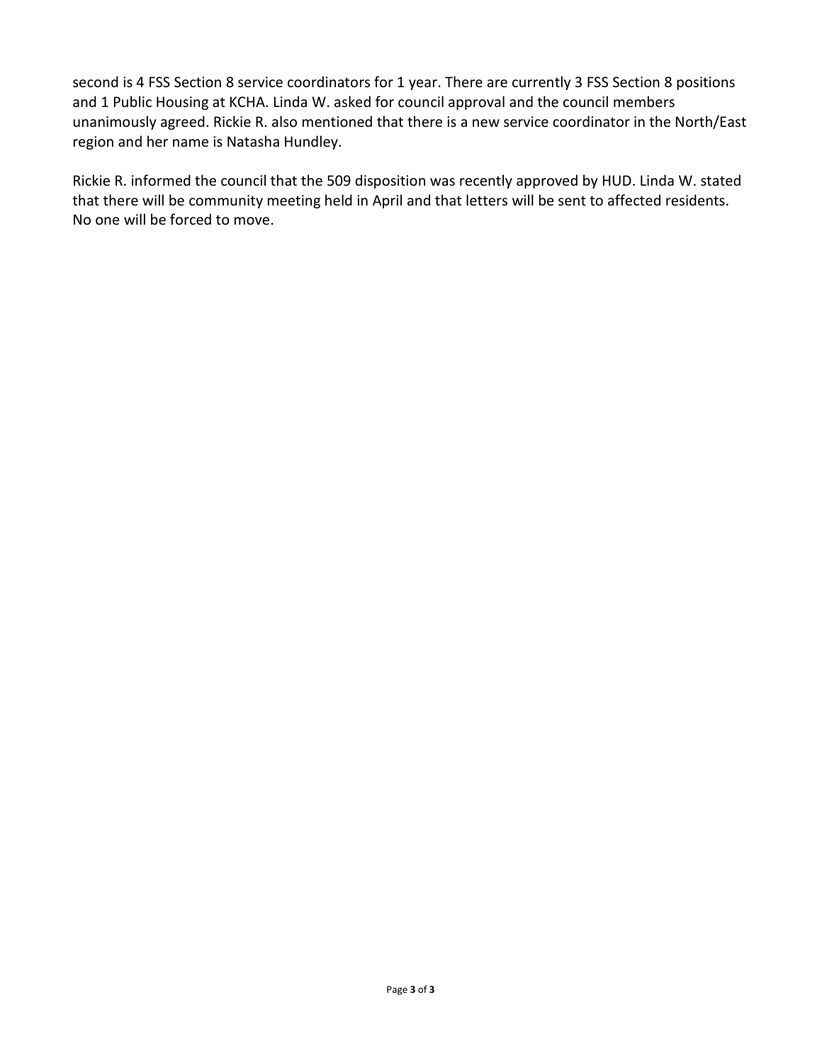second is 4 FSS Section 8 service coordinators for 1 year. There are currently 3 FSS Section 8 positions and 1 Public Housing at KCHA. Linda W. asked for council approval and the council members unanimously agreed. Rickie R. also mentioned that there is a new service coordinator in the North/East region and her name is Natasha Hundley.

Rickie R. informed the council that the 509 disposition was recently approved by HUD. Linda W. stated that there will be community meeting held in April and that letters will be sent to affected residents. No one will be forced to move.